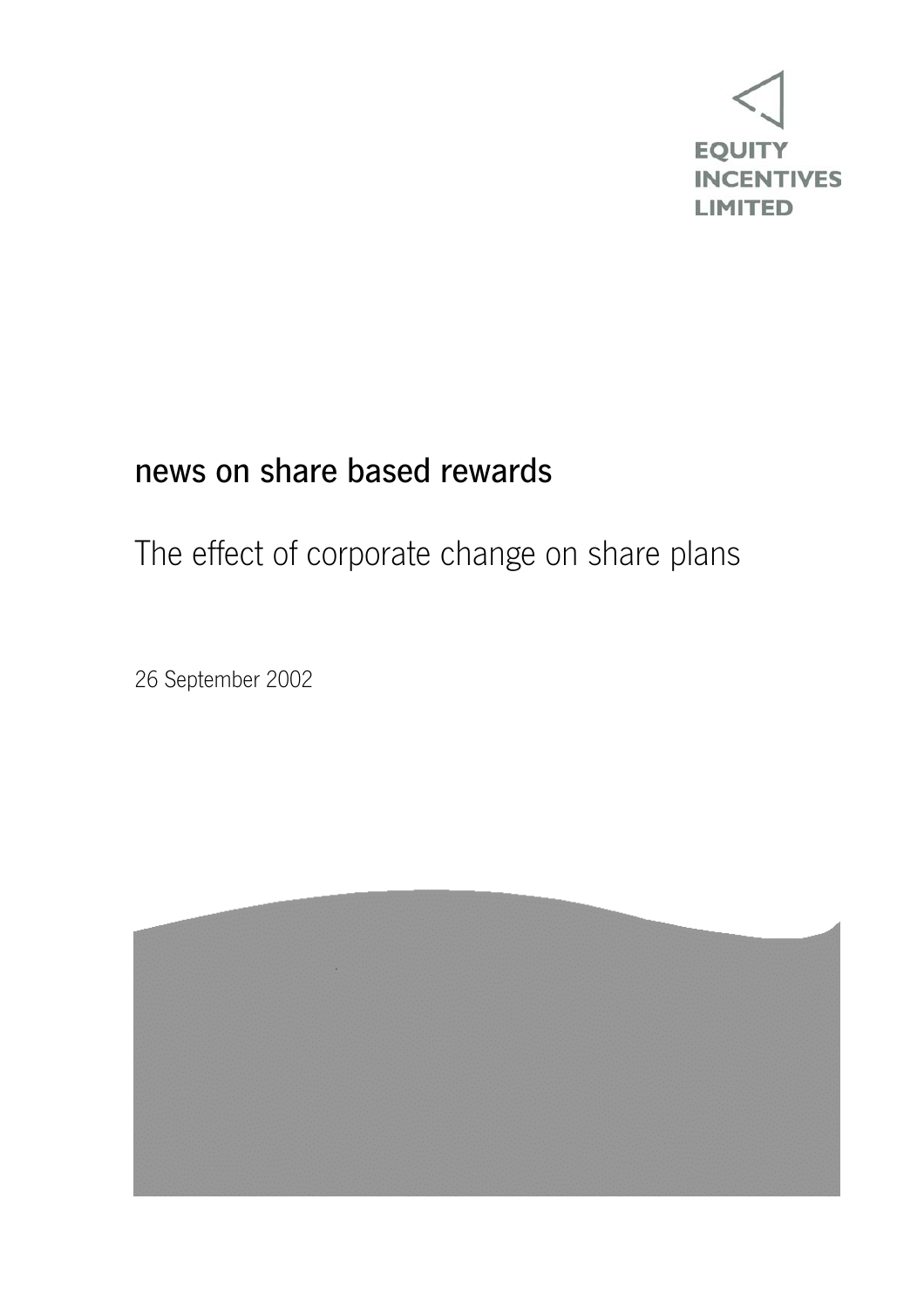EQUITY INCENTIVES LIMITED

# news on share based rewards

## The effect of corporate change on share plans

26 September 2002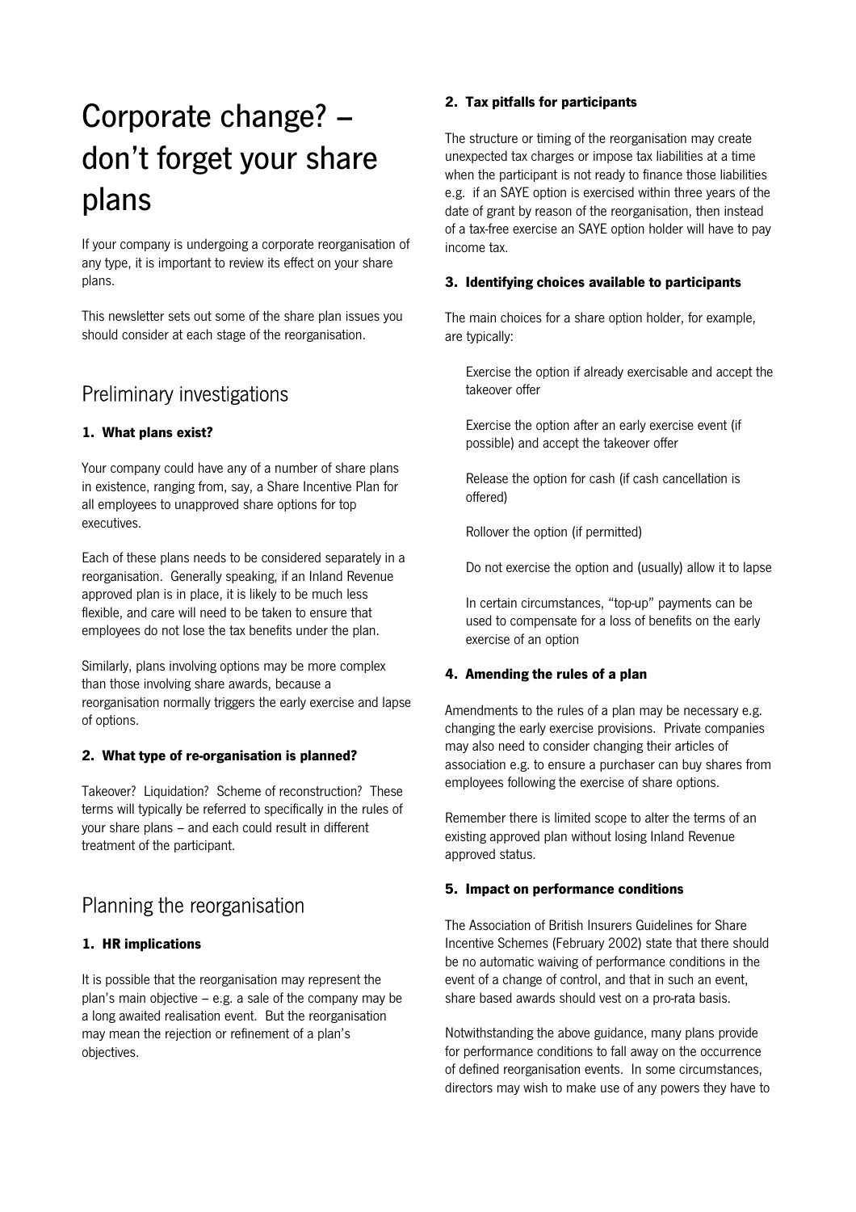# Corporate change? – don't forget your share plans

If your company is undergoing a corporate reorganisation of any type, it is important to review its effect on your share plans.

This newsletter sets out some of the share plan issues you should consider at each stage of the reorganisation.

## Preliminary investigations

**1. What plans exist?**

Your company could have any of a number of share plans in existence, ranging from, say, a Share Incentive Plan for all employees to unapproved share options for top executives.

Each of these plans needs to be considered separately in a reorganisation. Generally speaking, if an Inland Revenue approved plan is in place, it is likely to be much less flexible, and care will need to be taken to ensure that employees do not lose the tax benefits under the plan.

Similarly, plans involving options may be more complex than those involving share awards, because a reorganisation normally triggers the early exercise and lapse of options.

**2. What type of re-organisation is planned?**

Takeover? Liquidation? Scheme of reconstruction? These terms will typically be referred to specifically in the rules of your share plans – and each could result in different treatment of the participant.

## Planning the reorganisation

**1. HR implications**

It is possible that the reorganisation may represent the plan's main objective – e.g. a sale of the company may be a long awaited realisation event. But the reorganisation may mean the rejection or refinement of a plan's objectives.

**2. Tax pitfalls for participants**

The structure or timing of the reorganisation may create unexpected tax charges or impose tax liabilities at a time when the participant is not ready to finance those liabilities e.g. if an SAYE option is exercised within three years of the date of grant by reason of the reorganisation, then instead of a tax-free exercise an SAYE option holder will have to pay income tax.

**3. Identifying choices available to participants**

The main choices for a share option holder, for example, are typically:

- Exercise the option if already exercisable and accept the takeover offer
- Exercise the option after an early exercise event (if possible) and accept the takeover offer
- Release the option for cash (if cash cancellation is offered)
- Rollover the option (if permitted)
- Do not exercise the option and (usually) allow it to lapse
- In certain circumstances, "top-up" payments can be used to compensate for a loss of benefits on the early exercise of an option

**4. Amending the rules of a plan**

Amendments to the rules of a plan may be necessary e.g. changing the early exercise provisions. Private companies may also need to consider changing their articles of association e.g. to ensure a purchaser can buy shares from employees following the exercise of share options.

Remember there is limited scope to alter the terms of an existing approved plan without losing Inland Revenue approved status.

**5. Impact on performance conditions**

The Association of British Insurers Guidelines for Share Incentive Schemes (February 2002) state that there should be no automatic waiving of performance conditions in the event of a change of control, and that in such an event, share based awards should vest on a pro-rata basis.

Notwithstanding the above guidance, many plans provide for performance conditions to fall away on the occurrence of defined reorganisation events. In some circumstances, directors may wish to make use of any powers they have to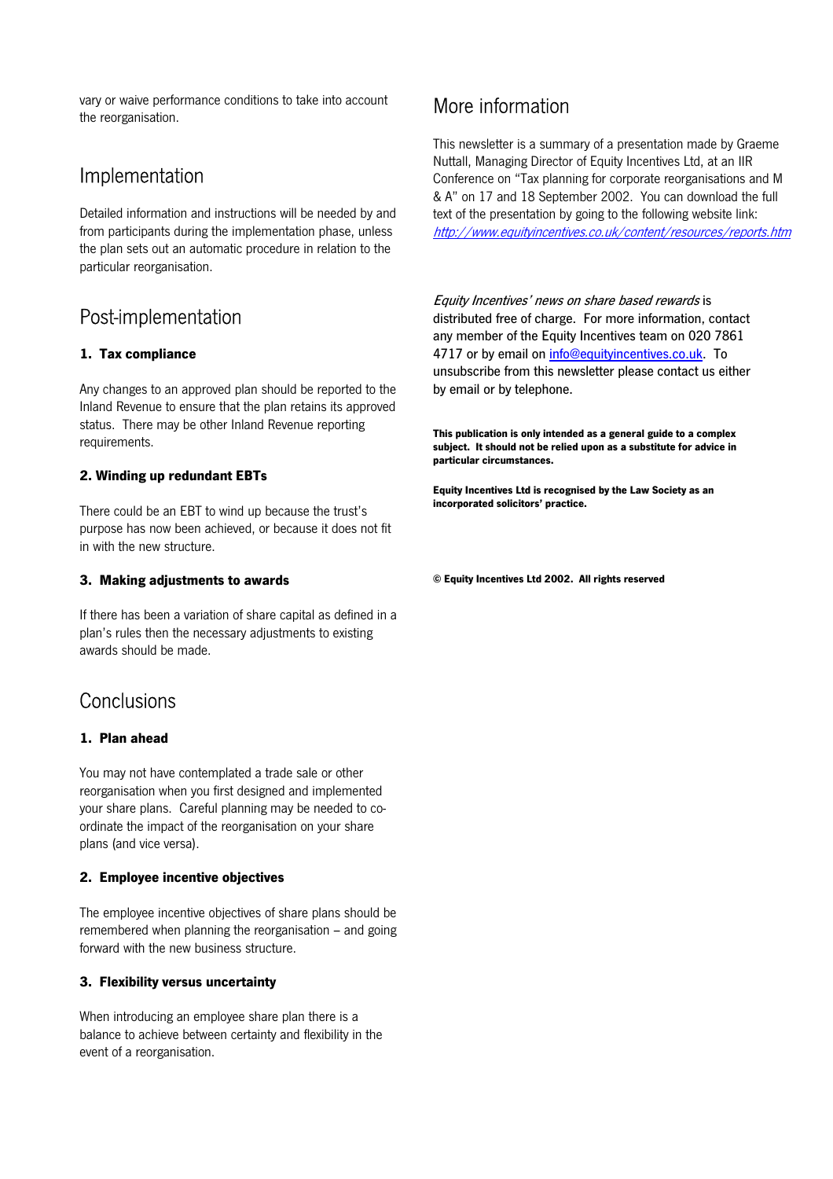vary or waive performance conditions to take into account the reorganisation.

## Implementation

Detailed information and instructions will be needed by and from participants during the implementation phase, unless the plan sets out an automatic procedure in relation to the particular reorganisation.

## Post-implementation

**1. Tax compliance**

Any changes to an approved plan should be reported to the Inland Revenue to ensure that the plan retains its approved status. There may be other Inland Revenue reporting requirements.

**2. Winding up redundant EBTs**

There could be an EBT to wind up because the trust's purpose has now been achieved, or because it does not fit in with the new structure.

**3. Making adjustments to awards**

If there has been a variation of share capital as defined in a plan's rules then the necessary adjustments to existing awards should be made.

## Conclusions

**1. Plan ahead**

You may not have contemplated a trade sale or other reorganisation when you first designed and implemented your share plans. Careful planning may be needed to co-ordinate the impact of the reorganisation on your share plans (and vice versa).

**2. Employee incentive objectives**

The employee incentive objectives of share plans should be remembered when planning the reorganisation – and going forward with the new business structure.

**3. Flexibility versus uncertainty**

When introducing an employee share plan there is a balance to achieve between certainty and flexibility in the event of a reorganisation.

## More information

This newsletter is a summary of a presentation made by Graeme Nuttall, Managing Director of Equity Incentives Ltd, at an IIR Conference on "Tax planning for corporate reorganisations and M & A" on 17 and 18 September 2002. You can download the full text of the presentation by going to the following website link: *http://www.equityincentives.co.uk/content/resources/reports.htm*

*Equity Incentives' news on share based rewards* is distributed free of charge. For more information, contact any member of the Equity Incentives team on 020 7861 4717 or by email on info@equityincentives.co.uk. To unsubscribe from this newsletter please contact us either by email or by telephone.

**This publication is only intended as a general guide to a complex subject. It should not be relied upon as a substitute for advice in particular circumstances.**

**Equity Incentives Ltd is recognised by the Law Society as an incorporated solicitors' practice.**

**© Equity Incentives Ltd 2002. All rights reserved**